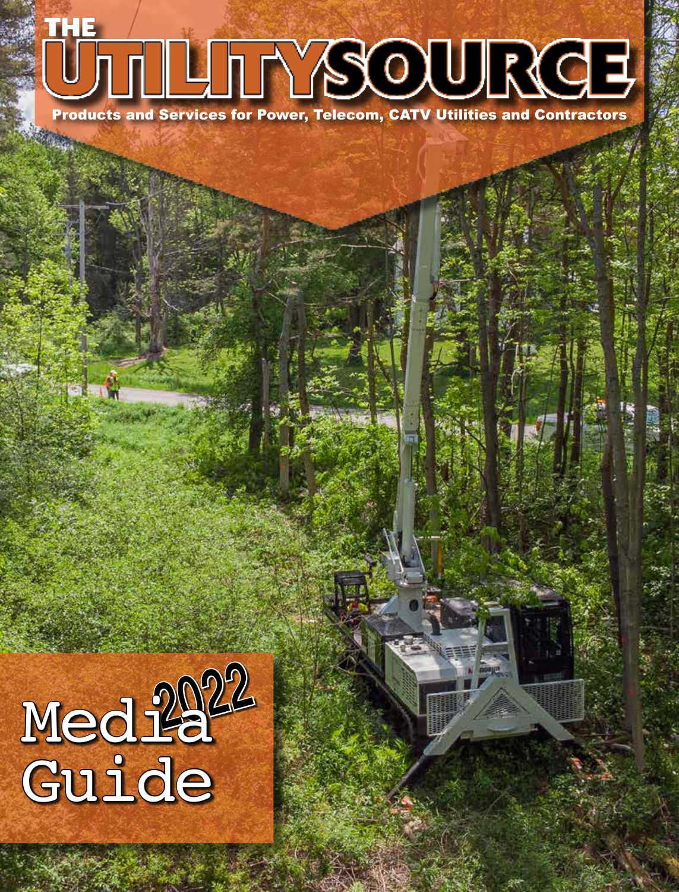# THE UTILITY SOURCE

Products and Services for Power, Telecom, CATV Utilities and Contractors

# 2022 Media Guide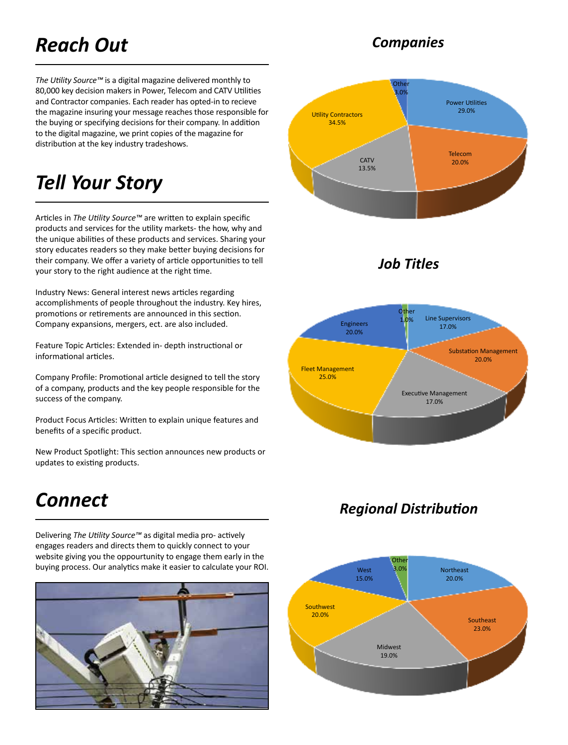# Reach Out

*The Utility Source™* is a digital magazine delivered monthly to 80,000 key decision makers in Power, Telecom and CATV Utilities and Contractor companies. Each reader has opted-in to recieve the magazine insuring your message reaches those responsible for the buying or specifying decisions for their company. In addition to the digital magazine, we print copies of the magazine for distribution at the key industry tradeshows.

# Tell Your Story

Articles in *The Utility Source™* are written to explain specific products and services for the utility markets- the how, why and the unique abilities of these products and services. Sharing your story educates readers so they make better buying decisions for their company. We offer a variety of article opportunities to tell your story to the right audience at the right time.

Industry News: General interest news articles regarding accomplishments of people throughout the industry. Key hires, promotions or retirements are announced in this section. Company expansions, mergers, ect. are also included.

Feature Topic Articles: Extended in- depth instructional or informational articles.

Company Profile: Promotional article designed to tell the story of a company, products and the key people responsible for the success of the company.

Product Focus Articles: Written to explain unique features and benefits of a specific product.

New Product Spotlight: This section announces new products or updates to existing products.

# Connect

Delivering *The Utility Source™* as digital media pro- actively engages readers and directs them to quickly connect to your website giving you the oppourtunity to engage them early in the buying process. Our analytics make it easier to calculate your ROI.

## Companies

| Category | Share |
|---|---|
| Power Utilities | 29.0% |
| Telecom | 20.0% |
| CATV | 13.5% |
| Utility Contractors | 34.5% |
| Other | 3.0% |

## Job Titles

| Category | Share |
|---|---|
| Line Supervisors | 17.0% |
| Substation Management | 20.0% |
| Executive Management | 17.0% |
| Fleet Management | 25.0% |
| Engineers | 20.0% |
| Other | 1.0% |

## Regional Distribution

| Region | Share |
|---|---|
| Northeast | 20.0% |
| Southeast | 23.0% |
| Midwest | 19.0% |
| Southwest | 20.0% |
| West | 15.0% |
| Other | 3.0% |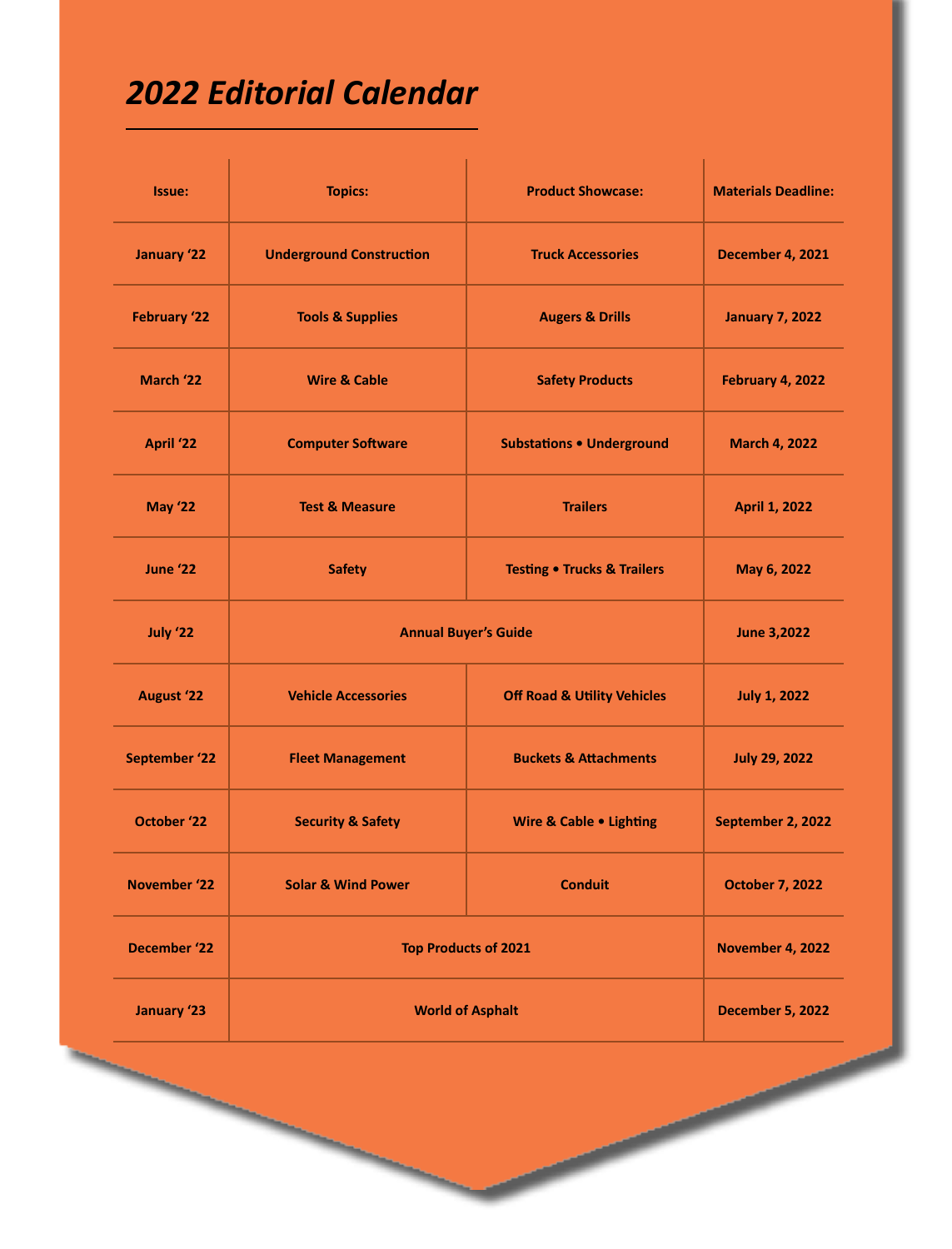# *2022 Editorial Calendar*

| Issue: | Topics: | Product Showcase: | Materials Deadline: |
|---|---|---|---|
| January '22 | Underground Construction | Truck Accessories | December 4, 2021 |
| February '22 | Tools & Supplies | Augers & Drills | January 7, 2022 |
| March '22 | Wire & Cable | Safety Products | February 4, 2022 |
| April '22 | Computer Software | Substations • Underground | March 4, 2022 |
| May '22 | Test & Measure | Trailers | April 1, 2022 |
| June '22 | Safety | Testing • Trucks & Trailers | May 6, 2022 |
| July '22 | Annual Buyer's Guide | | June 3,2022 |
| August '22 | Vehicle Accessories | Off Road & Utility Vehicles | July 1, 2022 |
| September '22 | Fleet Management | Buckets & Attachments | July 29, 2022 |
| October '22 | Security & Safety | Wire & Cable • Lighting | September 2, 2022 |
| November '22 | Solar & Wind Power | Conduit | October 7, 2022 |
| December '22 | Top Products of 2021 | | November 4, 2022 |
| January '23 | World of Asphalt | | December 5, 2022 |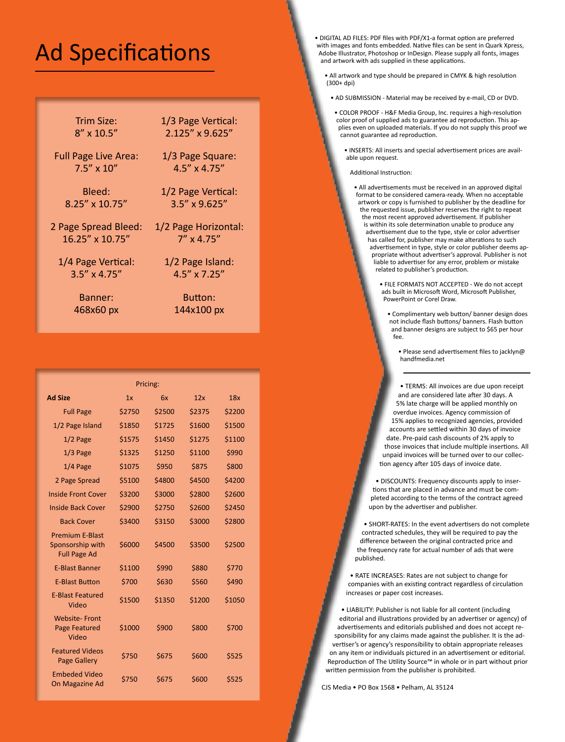# Ad Specifications

| | |
|---|---|
| Trim Size: 8" x 10.5" | 1/3 Page Vertical: 2.125" x 9.625" |
| Full Page Live Area: 7.5" x 10" | 1/3 Page Square: 4.5" x 4.75" |
| Bleed: 8.25" x 10.75" | 1/2 Page Vertical: 3.5" x 9.625" |
| 2 Page Spread Bleed: 16.25" x 10.75" | 1/2 Page Horizontal: 7" x 4.75" |
| 1/4 Page Vertical: 3.5" x 4.75" | 1/2 Page Island: 4.5" x 7.25" |
| Banner: 468x60 px | Button: 144x100 px |

Pricing:

| **Ad Size** | 1x | 6x | 12x | 18x |
|---|---|---|---|---|
| Full Page | $2750 | $2500 | $2375 | $2200 |
| 1/2 Page Island | $1850 | $1725 | $1600 | $1500 |
| 1/2 Page | $1575 | $1450 | $1275 | $1100 |
| 1/3 Page | $1325 | $1250 | $1100 | $990 |
| 1/4 Page | $1075 | $950 | $875 | $800 |
| 2 Page Spread | $5100 | $4800 | $4500 | $4200 |
| Inside Front Cover | $3200 | $3000 | $2800 | $2600 |
| Inside Back Cover | $2900 | $2750 | $2600 | $2450 |
| Back Cover | $3400 | $3150 | $3000 | $2800 |
| Premium E-Blast Sponsorship with Full Page Ad | $6000 | $4500 | $3500 | $2500 |
| E-Blast Banner | $1100 | $990 | $880 | $770 |
| E-Blast Button | $700 | $630 | $560 | $490 |
| E-Blast Featured Video | $1500 | $1350 | $1200 | $1050 |
| Website- Front Page Featured Video | $1000 | $900 | $800 | $700 |
| Featured Videos Page Gallery | $750 | $675 | $600 | $525 |
| Embeded Video On Magazine Ad | $750 | $675 | $600 | $525 |

- DIGITAL AD FILES: PDF files with PDF/X1-a format option are preferred with images and fonts embedded. Native files can be sent in Quark Xpress, Adobe Illustrator, Photoshop or InDesign. Please supply all fonts, images and artwork with ads supplied in these applications.
- All artwork and type should be prepared in CMYK & high resolution (300+ dpi)
- AD SUBMISSION - Material may be received by e-mail, CD or DVD.
- COLOR PROOF - H&F Media Group, Inc. requires a high-resolution color proof of supplied ads to guarantee ad reproduction. This applies even on uploaded materials. If you do not supply this proof we cannot guarantee ad reproduction.
- INSERTS: All inserts and special advertisement prices are available upon request.

Additional Instruction:

- All advertisements must be received in an approved digital format to be considered camera-ready. When no acceptable artwork or copy is furnished to publisher by the deadline for the requested issue, publisher reserves the right to repeat the most recent approved advertisement. If publisher is within its sole determination unable to produce any advertisement due to the type, style or color advertiser has called for, publisher may make alterations to such advertisement in type, style or color publisher deems appropriate without advertiser's approval. Publisher is not liable to advertiser for any error, problem or mistake related to publisher's production.
- FILE FORMATS NOT ACCEPTED - We do not accept ads built in Microsoft Word, Microsoft Publisher, PowerPoint or Corel Draw.
- Complimentary web button/ banner design does not include flash buttons/ banners. Flash button and banner designs are subject to $65 per hour fee.
- Please send advertisement files to jacklyn@handfmedia.net

---

- TERMS: All invoices are due upon receipt and are considered late after 30 days. A 5% late charge will be applied monthly on overdue invoices. Agency commission of 15% applies to recognized agencies, provided accounts are settled within 30 days of invoice date. Pre-paid cash discounts of 2% apply to those invoices that include multiple insertions. All unpaid invoices will be turned over to our collection agency after 105 days of invoice date.
- DISCOUNTS: Frequency discounts apply to insertions that are placed in advance and must be completed according to the terms of the contract agreed upon by the advertiser and publisher.
- SHORT-RATES: In the event advertisers do not complete contracted schedules, they will be required to pay the difference between the original contracted price and the frequency rate for actual number of ads that were published.
- RATE INCREASES: Rates are not subject to change for companies with an existing contract regardless of circulation increases or paper cost increases.
- LIABILITY: Publisher is not liable for all content (including editorial and illustrations provided by an advertiser or agency) of advertisements and editorials published and does not accept responsibility for any claims made against the publisher. It is the advertiser's or agency's responsibility to obtain appropriate releases on any item or individuals pictured in an advertisement or editorial. Reproduction of The Utility Source™ in whole or in part without prior written permission from the publisher is prohibited.

CJS Media • PO Box 1568 • Pelham, AL 35124